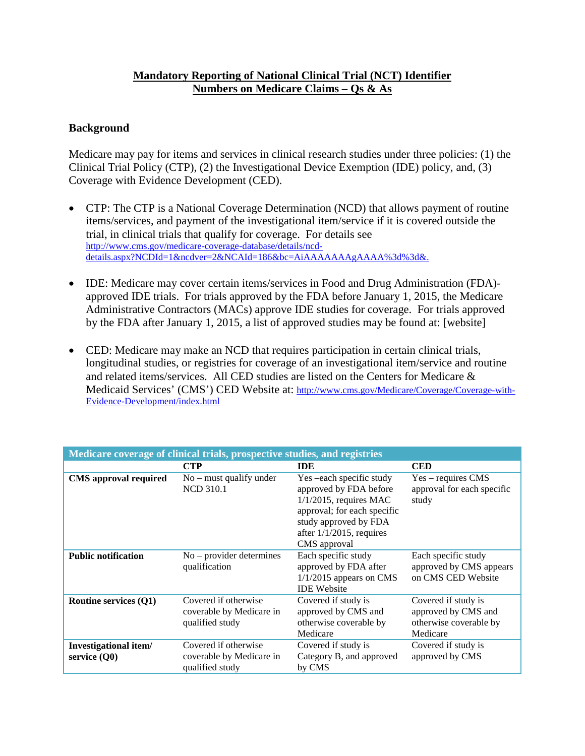# Mandatory Reporting of National Clinical Trial (NCT) Identifier Numbers on Medicare Claims – Qs & As

## Background

Medicare may pay for items and services in clinical research studies under three policies: (1) the Clinical Trial Policy (CTP), (2) the Investigational Device Exemption (IDE) policy, and, (3) Coverage with Evidence Development (CED).

- CTP: The CTP is a National Coverage Determination (NCD) that allows payment of routine items/services, and payment of the investigational item/service if it is covered outside the trial, in clinical trials that qualify for coverage. For details see http://www.cms.gov/medicare-coverage-database/details/ncd-details.aspx?NCDId=1&ncdver=2&NCAId=186&bc=AiAAAAAAAgAAAA%3d%3d&.
- IDE: Medicare may cover certain items/services in Food and Drug Administration (FDA)-approved IDE trials. For trials approved by the FDA before January 1, 2015, the Medicare Administrative Contractors (MACs) approve IDE studies for coverage. For trials approved by the FDA after January 1, 2015, a list of approved studies may be found at: [website]
- CED: Medicare may make an NCD that requires participation in certain clinical trials, longitudinal studies, or registries for coverage of an investigational item/service and routine and related items/services. All CED studies are listed on the Centers for Medicare & Medicaid Services' (CMS') CED Website at: http://www.cms.gov/Medicare/Coverage/Coverage-with-Evidence-Development/index.html

| Medicare coverage of clinical trials, prospective studies, and registries | | | |
|---|---|---|---|
| | **CTP** | **IDE** | **CED** |
| **CMS approval required** | No – must qualify under NCD 310.1 | Yes –each specific study approved by FDA before 1/1/2015, requires MAC approval; for each specific study approved by FDA after 1/1/2015, requires CMS approval | Yes – requires CMS approval for each specific study |
| **Public notification** | No – provider determines qualification | Each specific study approved by FDA after 1/1/2015 appears on CMS IDE Website | Each specific study approved by CMS appears on CMS CED Website |
| **Routine services (Q1)** | Covered if otherwise coverable by Medicare in qualified study | Covered if study is approved by CMS and otherwise coverable by Medicare | Covered if study is approved by CMS and otherwise coverable by Medicare |
| **Investigational item/ service (Q0)** | Covered if otherwise coverable by Medicare in qualified study | Covered if study is Category B, and approved by CMS | Covered if study is approved by CMS |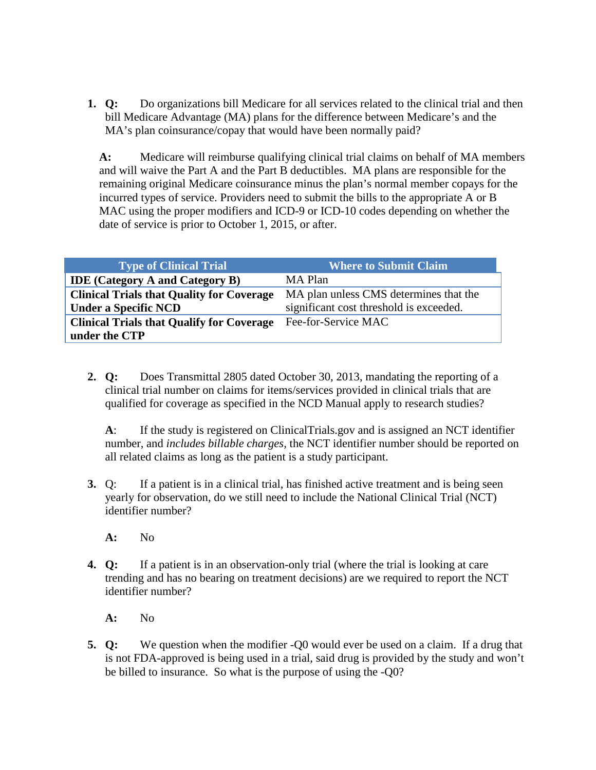1. **Q:** Do organizations bill Medicare for all services related to the clinical trial and then bill Medicare Advantage (MA) plans for the difference between Medicare's and the MA's plan coinsurance/copay that would have been normally paid?

   **A:** Medicare will reimburse qualifying clinical trial claims on behalf of MA members and will waive the Part A and the Part B deductibles. MA plans are responsible for the remaining original Medicare coinsurance minus the plan's normal member copays for the incurred types of service. Providers need to submit the bills to the appropriate A or B MAC using the proper modifiers and ICD-9 or ICD-10 codes depending on whether the date of service is prior to October 1, 2015, or after.

| Type of Clinical Trial | Where to Submit Claim |
|---|---|
| **IDE (Category A and Category B)** | MA Plan |
| **Clinical Trials that Quality for Coverage Under a Specific NCD** | MA plan unless CMS determines that the significant cost threshold is exceeded. |
| **Clinical Trials that Qualify for Coverage under the CTP** | Fee-for-Service MAC |

2. **Q:** Does Transmittal 2805 dated October 30, 2013, mandating the reporting of a clinical trial number on claims for items/services provided in clinical trials that are qualified for coverage as specified in the NCD Manual apply to research studies?

   **A**: If the study is registered on ClinicalTrials.gov and is assigned an NCT identifier number, and *includes billable charges,* the NCT identifier number should be reported on all related claims as long as the patient is a study participant.

3. Q: If a patient is in a clinical trial, has finished active treatment and is being seen yearly for observation, do we still need to include the National Clinical Trial (NCT) identifier number?

   **A:** No

4. **Q:** If a patient is in an observation-only trial (where the trial is looking at care trending and has no bearing on treatment decisions) are we required to report the NCT identifier number?

   **A:** No

5. **Q:** We question when the modifier -Q0 would ever be used on a claim. If a drug that is not FDA-approved is being used in a trial, said drug is provided by the study and won't be billed to insurance. So what is the purpose of using the -Q0?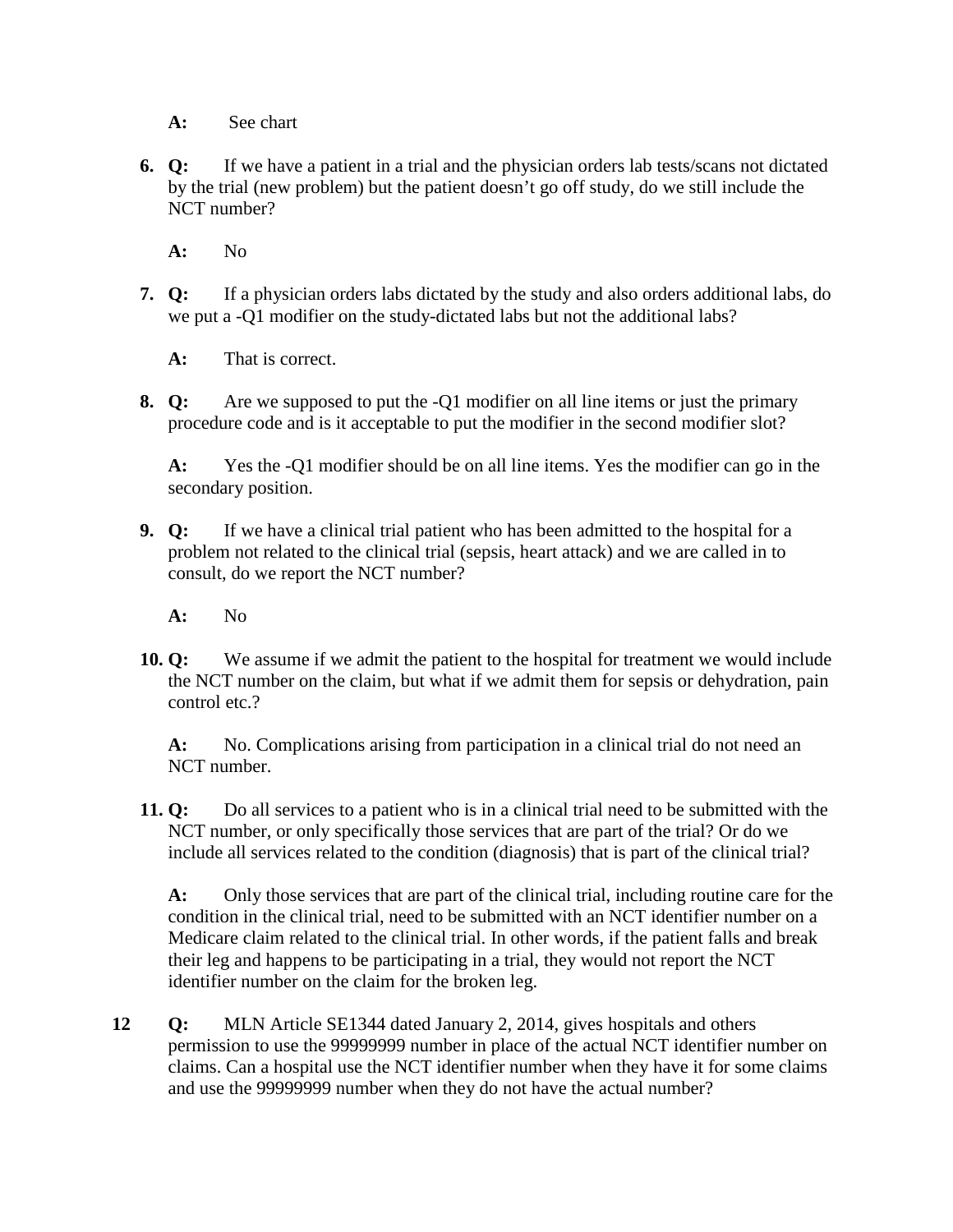**A:** See chart

6. **Q:** If we have a patient in a trial and the physician orders lab tests/scans not dictated by the trial (new problem) but the patient doesn't go off study, do we still include the NCT number?

   **A:** No

7. **Q:** If a physician orders labs dictated by the study and also orders additional labs, do we put a -Q1 modifier on the study-dictated labs but not the additional labs?

   **A:** That is correct.

8. **Q:** Are we supposed to put the -Q1 modifier on all line items or just the primary procedure code and is it acceptable to put the modifier in the second modifier slot?

   **A:** Yes the -Q1 modifier should be on all line items. Yes the modifier can go in the secondary position.

9. **Q:** If we have a clinical trial patient who has been admitted to the hospital for a problem not related to the clinical trial (sepsis, heart attack) and we are called in to consult, do we report the NCT number?

   **A:** No

10. **Q:** We assume if we admit the patient to the hospital for treatment we would include the NCT number on the claim, but what if we admit them for sepsis or dehydration, pain control etc.?

    **A:** No. Complications arising from participation in a clinical trial do not need an NCT number.

11. **Q:** Do all services to a patient who is in a clinical trial need to be submitted with the NCT number, or only specifically those services that are part of the trial? Or do we include all services related to the condition (diagnosis) that is part of the clinical trial?

    **A:** Only those services that are part of the clinical trial, including routine care for the condition in the clinical trial, need to be submitted with an NCT identifier number on a Medicare claim related to the clinical trial. In other words, if the patient falls and break their leg and happens to be participating in a trial, they would not report the NCT identifier number on the claim for the broken leg.

12 **Q:** MLN Article SE1344 dated January 2, 2014, gives hospitals and others permission to use the 99999999 number in place of the actual NCT identifier number on claims. Can a hospital use the NCT identifier number when they have it for some claims and use the 99999999 number when they do not have the actual number?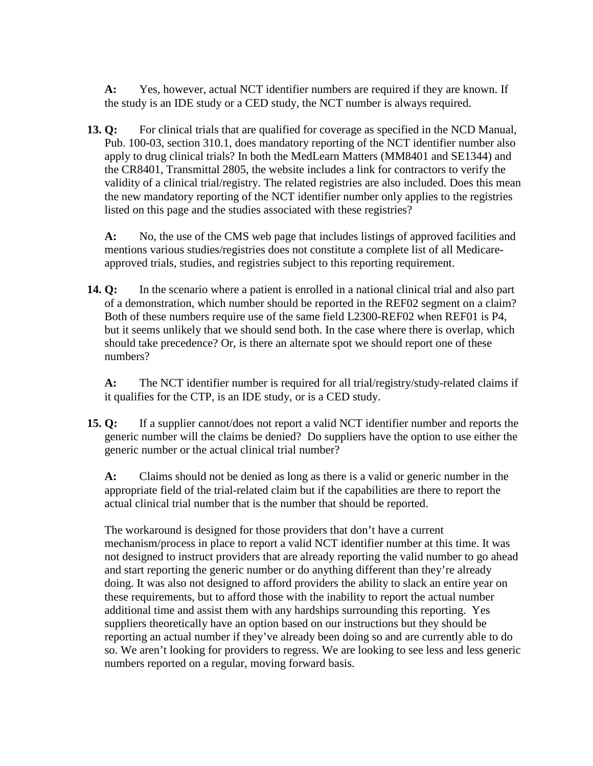**A:** Yes, however, actual NCT identifier numbers are required if they are known. If the study is an IDE study or a CED study, the NCT number is always required.

**13. Q:** For clinical trials that are qualified for coverage as specified in the NCD Manual, Pub. 100-03, section 310.1, does mandatory reporting of the NCT identifier number also apply to drug clinical trials? In both the MedLearn Matters (MM8401 and SE1344) and the CR8401, Transmittal 2805, the website includes a link for contractors to verify the validity of a clinical trial/registry. The related registries are also included. Does this mean the new mandatory reporting of the NCT identifier number only applies to the registries listed on this page and the studies associated with these registries?

**A:** No, the use of the CMS web page that includes listings of approved facilities and mentions various studies/registries does not constitute a complete list of all Medicare-approved trials, studies, and registries subject to this reporting requirement.

**14. Q:** In the scenario where a patient is enrolled in a national clinical trial and also part of a demonstration, which number should be reported in the REF02 segment on a claim? Both of these numbers require use of the same field L2300-REF02 when REF01 is P4, but it seems unlikely that we should send both. In the case where there is overlap, which should take precedence? Or, is there an alternate spot we should report one of these numbers?

**A:** The NCT identifier number is required for all trial/registry/study-related claims if it qualifies for the CTP, is an IDE study, or is a CED study.

**15. Q:** If a supplier cannot/does not report a valid NCT identifier number and reports the generic number will the claims be denied? Do suppliers have the option to use either the generic number or the actual clinical trial number?

**A:** Claims should not be denied as long as there is a valid or generic number in the appropriate field of the trial-related claim but if the capabilities are there to report the actual clinical trial number that is the number that should be reported.

The workaround is designed for those providers that don't have a current mechanism/process in place to report a valid NCT identifier number at this time. It was not designed to instruct providers that are already reporting the valid number to go ahead and start reporting the generic number or do anything different than they're already doing. It was also not designed to afford providers the ability to slack an entire year on these requirements, but to afford those with the inability to report the actual number additional time and assist them with any hardships surrounding this reporting. Yes suppliers theoretically have an option based on our instructions but they should be reporting an actual number if they've already been doing so and are currently able to do so. We aren't looking for providers to regress. We are looking to see less and less generic numbers reported on a regular, moving forward basis.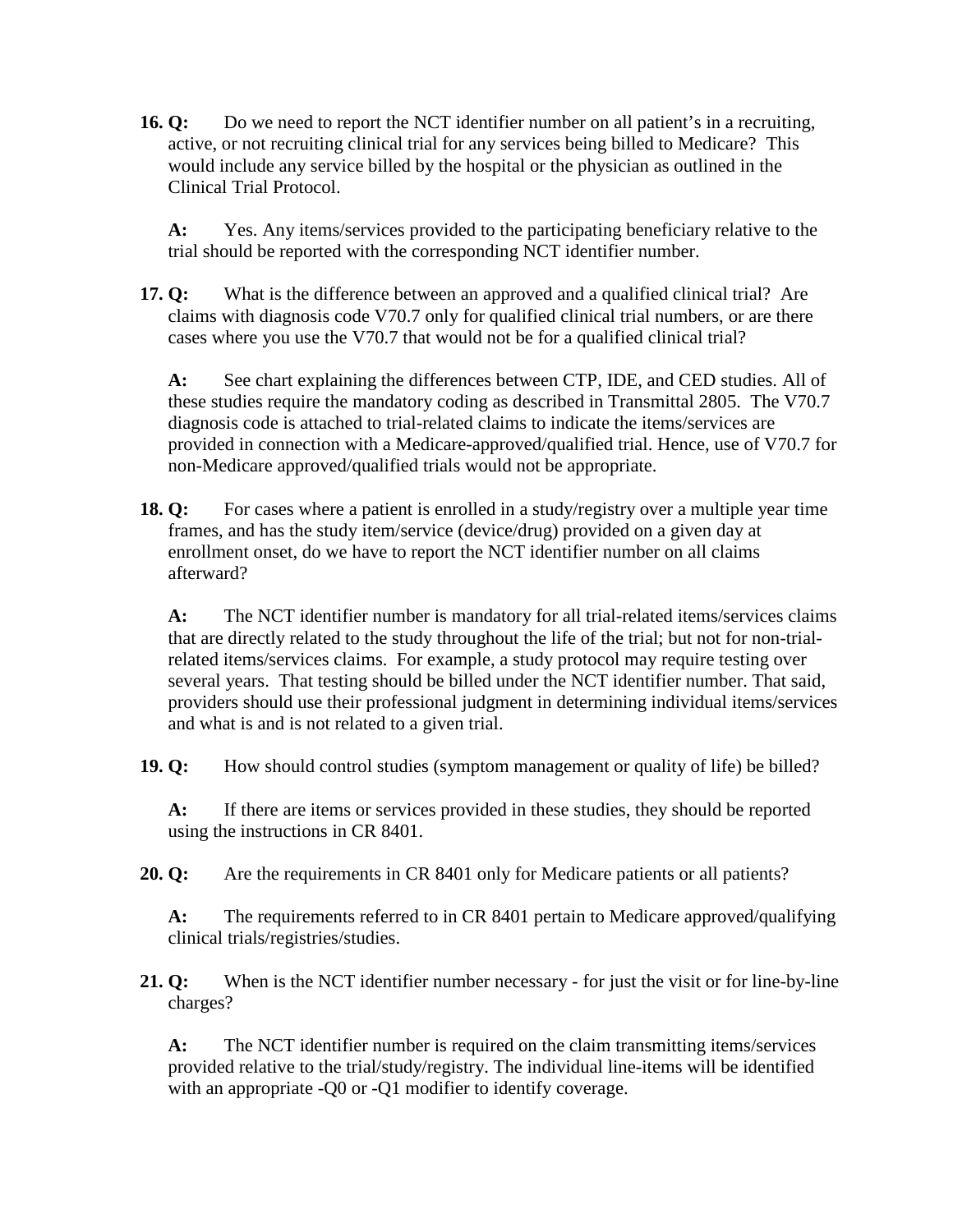**16. Q:** Do we need to report the NCT identifier number on all patient's in a recruiting, active, or not recruiting clinical trial for any services being billed to Medicare? This would include any service billed by the hospital or the physician as outlined in the Clinical Trial Protocol.

**A:** Yes. Any items/services provided to the participating beneficiary relative to the trial should be reported with the corresponding NCT identifier number.

**17. Q:** What is the difference between an approved and a qualified clinical trial? Are claims with diagnosis code V70.7 only for qualified clinical trial numbers, or are there cases where you use the V70.7 that would not be for a qualified clinical trial?

**A:** See chart explaining the differences between CTP, IDE, and CED studies. All of these studies require the mandatory coding as described in Transmittal 2805. The V70.7 diagnosis code is attached to trial-related claims to indicate the items/services are provided in connection with a Medicare-approved/qualified trial. Hence, use of V70.7 for non-Medicare approved/qualified trials would not be appropriate.

**18. Q:** For cases where a patient is enrolled in a study/registry over a multiple year time frames, and has the study item/service (device/drug) provided on a given day at enrollment onset, do we have to report the NCT identifier number on all claims afterward?

**A:** The NCT identifier number is mandatory for all trial-related items/services claims that are directly related to the study throughout the life of the trial; but not for non-trial-related items/services claims. For example, a study protocol may require testing over several years. That testing should be billed under the NCT identifier number. That said, providers should use their professional judgment in determining individual items/services and what is and is not related to a given trial.

**19. Q:** How should control studies (symptom management or quality of life) be billed?

**A:** If there are items or services provided in these studies, they should be reported using the instructions in CR 8401.

**20. Q:** Are the requirements in CR 8401 only for Medicare patients or all patients?

**A:** The requirements referred to in CR 8401 pertain to Medicare approved/qualifying clinical trials/registries/studies.

**21. Q:** When is the NCT identifier number necessary - for just the visit or for line-by-line charges?

**A:** The NCT identifier number is required on the claim transmitting items/services provided relative to the trial/study/registry. The individual line-items will be identified with an appropriate -Q0 or -Q1 modifier to identify coverage.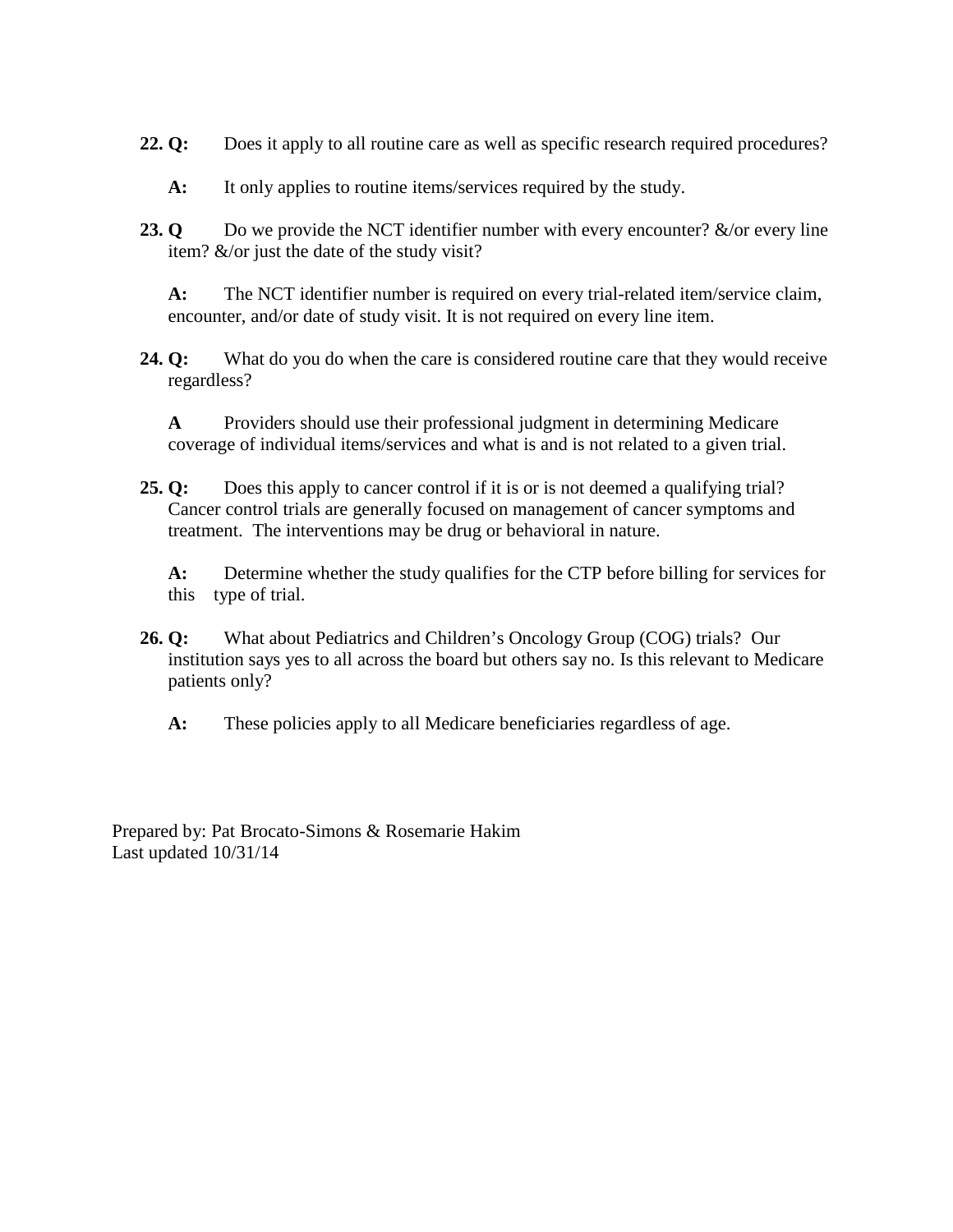**22. Q:** Does it apply to all routine care as well as specific research required procedures?

**A:** It only applies to routine items/services required by the study.

**23. Q** Do we provide the NCT identifier number with every encounter? &/or every line item? &/or just the date of the study visit?

**A:** The NCT identifier number is required on every trial-related item/service claim, encounter, and/or date of study visit. It is not required on every line item.

**24. Q:** What do you do when the care is considered routine care that they would receive regardless?

**A** Providers should use their professional judgment in determining Medicare coverage of individual items/services and what is and is not related to a given trial.

**25. Q:** Does this apply to cancer control if it is or is not deemed a qualifying trial? Cancer control trials are generally focused on management of cancer symptoms and treatment. The interventions may be drug or behavioral in nature.

**A:** Determine whether the study qualifies for the CTP before billing for services for this type of trial.

**26. Q:** What about Pediatrics and Children's Oncology Group (COG) trials? Our institution says yes to all across the board but others say no. Is this relevant to Medicare patients only?

**A:** These policies apply to all Medicare beneficiaries regardless of age.

Prepared by: Pat Brocato-Simons & Rosemarie Hakim
Last updated 10/31/14